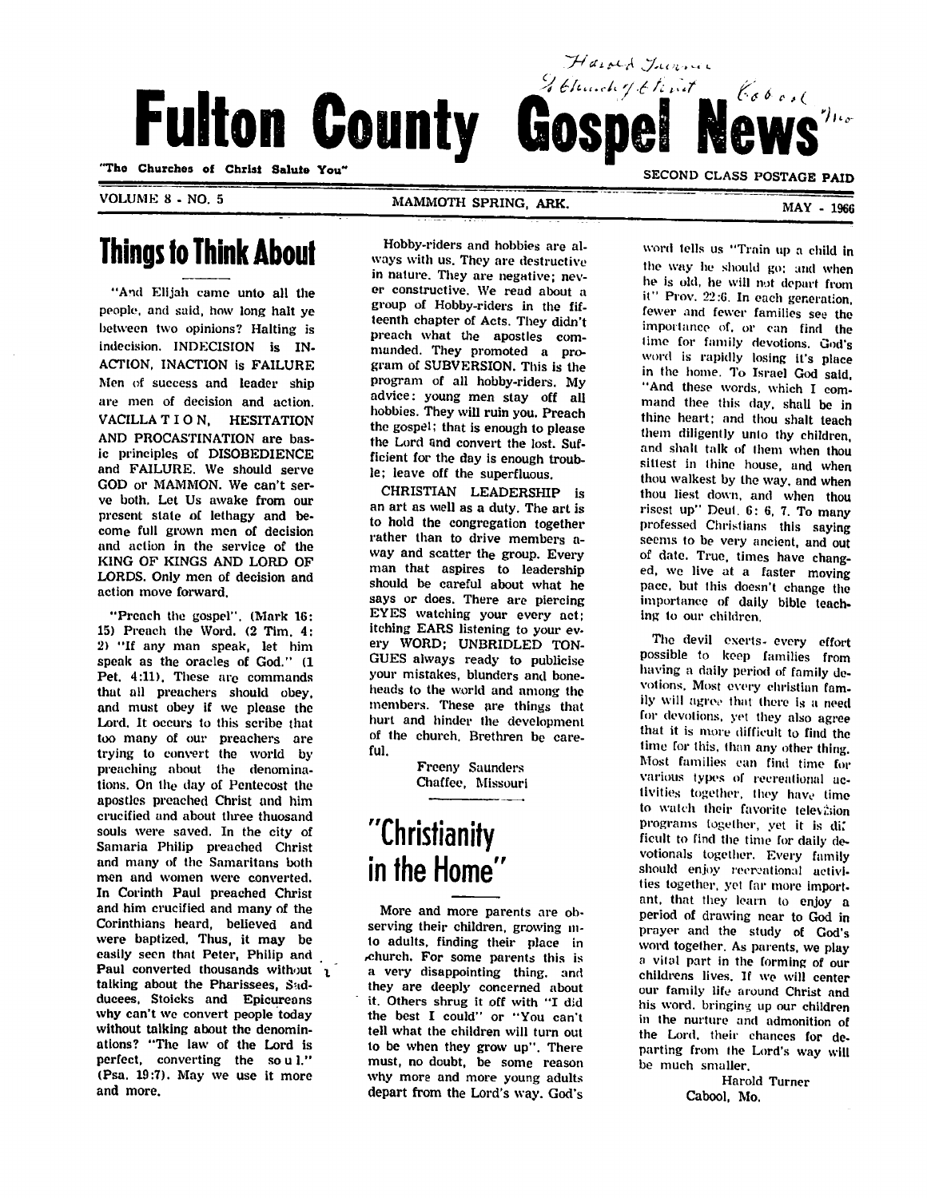# Fulton County Gospel News

"The Churches of Christ Salute You"

SECOND CLASS POSTAGE PAID

VOLUME 8 - NO. 5 MAMMOTH SPRING, ARK. MAY - 1966

## Things to Think About

"And Elijah came unto all the people, and said, how long halt ye between two opinions? Halting is indecision. INDECISION is INACTION, INACTION is FAILURE Men of success and leader ship are men of decision and action. VACILLA T I O N, HESITATION AND PROCASTINATION are basic principles of DISOBEDIENCE and FAILURE. We should serve GOD or MAMMON. We can't serve both. Let Us awake from our present state of lethagy and become full grown men of decision and action in the service of the KING OF KINGS AND LORD OF LORDS. Only men of decision and action move forward.

"Preach the gospel". (Mark 16:15) Preach the Word. (2 Tim. 4:2) "If any man speak, let him speak as the oracles of God." (1 Pet. 4:11). These are commands that all preachers should obey, and must obey if we please the Lord. It occurs to this scribe that too many of our preachers are trying to convert the world by preaching about the denominations. On the day of Pentecost the apostles preached Christ and him crucified and about three thuosand souls were saved. In the city of Samaria Philip preached Christ and many of the Samaritans both men and women were converted. In Corinth Paul preached Christ and him crucified and many of the Corinthians heard, believed and were baptized. Thus, it may be easily seen that Peter, Philip and Paul converted thousands without talking about the Pharisees, Sadducees, Stoicks and Epicureans why can't we convert people today without talking about the denominations? "The law of the Lord is perfect, converting the so u l." (Psa. 19:7). May we use it more and more.

Hobby-riders and hobbies are always with us. They are destructive in nature. They are negative; never constructive. We read about a group of Hobby-riders in the fifteenth chapter of Acts. They didn't preach what the apostles commanded. They promoted a program of SUBVERSION. This is the program of all hobby-riders. My advice: young men stay off all hobbies. They will ruin you. Preach the gospel; that is enough to please the Lord and convert the lost. Sufficient for the day is enough trouble; leave off the superfluous.

CHRISTIAN LEADERSHIP is an art as well as a duty. The art is to hold the congregation together rather than to drive members away and scatter the group. Every man that aspires to leadership should be careful about what he says or does. There are piercing EYES watching your every act; itching EARS listening to your every WORD; UNBRIDLED TONGUES always ready to publicise your mistakes, blunders and boneheads to the world and among the members. These are things that hurt and hinder the development of the church. Brethren be careful.

Freeny Saunders
Chaffee, Missouri

## "Christianity in the Home"

More and more parents are observing their children, growing into adults, finding their place in church. For some parents this is a very disappointing thing, and they are deeply concerned about it. Others shrug it off with "I did the best I could" or "You can't tell what the children will turn out to be when they grow up". There must, no doubt, be some reason why more and more young adults depart from the Lord's way. God's word tells us "Train up a child in the way he should go; and when he is old, he will not depart from it" Prov. 22:6. In each generation, fewer and fewer families see the importance of, or can find the time for family devotions. God's word is rapidly losing it's place in the home. To Israel God said, "And these words, which I command thee this day, shall be in thine heart; and thou shalt teach them diligently unto thy children, and shalt talk of them when thou sittest in thine house, and when thou walkest by the way, and when thou liest down, and when thou risest up" Deut. 6: 6, 7. To many professed Christians this saying seems to be very ancient, and out of date. True, times have changed, we live at a faster moving pace, but this doesn't change the importance of daily bible teaching to our children.

The devil exerts every effort possible to keep families from having a daily period of family devotions. Most every christian family will agree that there is a need for devotions, yet they also agree that it is more difficult to find the time for this, than any other thing. Most families can find time for various types of recreational activities together, they have time to watch their favorite television programs together, yet it is difficult to find the time for daily devotionals together. Every family should enjoy recreational activities together, yet far more important, that they learn to enjoy a period of drawing near to God in prayer and the study of God's word together. As parents, we play a vital part in the forming of our childrens lives. If we will center our family life around Christ and his word, bringing up our children in the nurture and admonition of the Lord, their chances for departing from the Lord's way will be much smaller.

Harold Turner
Cabool, Mo.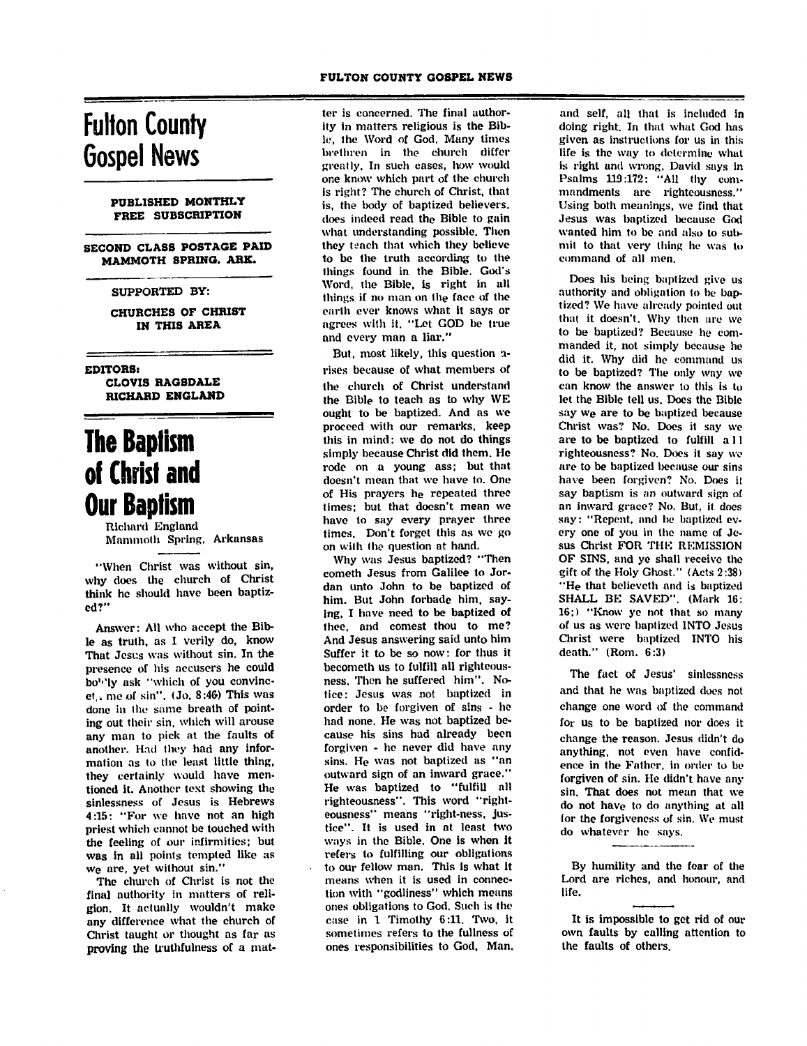# Fulton County Gospel News

**PUBLISHED MONTHLY**
**FREE SUBSCRIPTION**

**SECOND CLASS POSTAGE PAID**
**MAMMOTH SPRING, ARK.**

**SUPPORTED BY:**

**CHURCHES OF CHRIST IN THIS AREA**

**EDITORS:**
**CLOVIS RAGSDALE**
**RICHARD ENGLAND**

# The Baptism of Christ and Our Baptism

Richard England
Mammoth Spring, Arkansas

"When Christ was without sin, why does the church of Christ think he should have been baptized?"

Answer: All who accept the Bible as truth, as I verily do, know That Jesus was without sin. In the presence of his accusers he could boldly ask "which of you convinceth me of sin". (Jo. 8:46) This was done in the same breath of pointing out their sin, which will arouse any man to pick at the faults of another. Had they had any information as to the least little thing, they certainly would have mentioned it. Another text showing the sinlessness of Jesus is Hebrews 4:15: "For we have not an high priest which cannot be touched with the feeling of our infirmities; but was in all points tempted like as we are, yet without sin."

The church of Christ is not the final authority in matters of religion. It actually wouldn't make any difference what the church of Christ taught or thought as far as proving the truthfulness of a matter is concerned. The final authority in matters religious is the Bible, the Word of God. Many times brethren in the church differ greatly. In such cases, how would one know which part of the church is right? The church of Christ, that is, the body of baptized believers, does indeed read the Bible to gain what understanding possible. Then they teach that which they believe to be the truth according to the things found in the Bible. God's Word, the Bible, is right in all things if no man on the face of the earth ever knows what it says or agrees with it. "Let GOD be true and every man a liar."

But, most likely, this question arises because of what members of the church of Christ understand the Bible to teach as to why WE ought to be baptized. And as we proceed with our remarks, keep this in mind: we do not do things simply because Christ did them. He rode on a young ass; but that doesn't mean that we have to. One of His prayers he repeated three times; but that doesn't mean we have to say every prayer three times. Don't forget this as we go on with the question at hand.

Why was Jesus baptized? "Then cometh Jesus from Galilee to Jordan unto John to be baptized of him. But John forbade him, saying, I have need to be baptized of thee, and comest thou to me? And Jesus answering said unto him Suffer it to be so now: for thus it becometh us to fulfill all righteousness. Then he suffered him". Notice: Jesus was not baptized in order to be forgiven of sins - he had none. He was not baptized because his sins had already been forgiven - he never did have any sins. He was not baptized as "an outward sign of an inward grace." He was baptized to "fulfill all righteousness". This word "righteousness" means "right-ness, justice". It is used in at least two ways in the Bible. One is when it refers to fulfilling our obligations to our fellow man. This is what it means when it is used in connection with "godliness" which means ones obligations to God. Such is the case in 1 Timothy 6:11. Two, it sometimes refers to the fullness of ones responsibilities to God, Man, and self, all that is included in doing right. In that what God has given as instructions for us in this life is the way to determine what is right and wrong, David says in Psalms 119:172: "All thy commandments are righteousness." Using both meanings, we find that Jesus was baptized because God wanted him to be and also to submit to that very thing he was to command of all men.

Does his being baptized give us authority and obligation to be baptized? We have already pointed out that it doesn't. Why then are we to be baptized? Because he commanded it, not simply because he did it. Why did he command us to be baptized? The only way we can know the answer to this is to let the Bible tell us. Does the Bible say we are to be baptized because Christ was? No. Does it say we are to be baptized to fulfill all righteousness? No. Does it say we are to be baptized because our sins have been forgiven? No. Does it say baptism is an outward sign of an inward grace? No. But, it does say: "Repent, and be baptized every one of you in the name of Jesus Christ FOR THE REMISSION OF SINS, and ye shall receive the gift of the Holy Ghost." (Acts 2:38) "He that believeth and is baptized SHALL BE SAVED". (Mark 16:16;) "Know ye not that so many of us as were baptized INTO Jesus Christ were baptized INTO his death." (Rom. 6:3)

The fact of Jesus' sinlessness and that he was baptized does not change one word of the command for us to be baptized nor does it change the reason. Jesus didn't do anything, not even have confidence in the Father, in order to be forgiven of sin. He didn't have any sin. That does not mean that we do not have to do anything at all for the forgiveness of sin. We must do whatever he says.

---

By humility and the fear of the Lord are riches, and honour, and life.

---

It is impossible to get rid of our own faults by calling attention to the faults of others.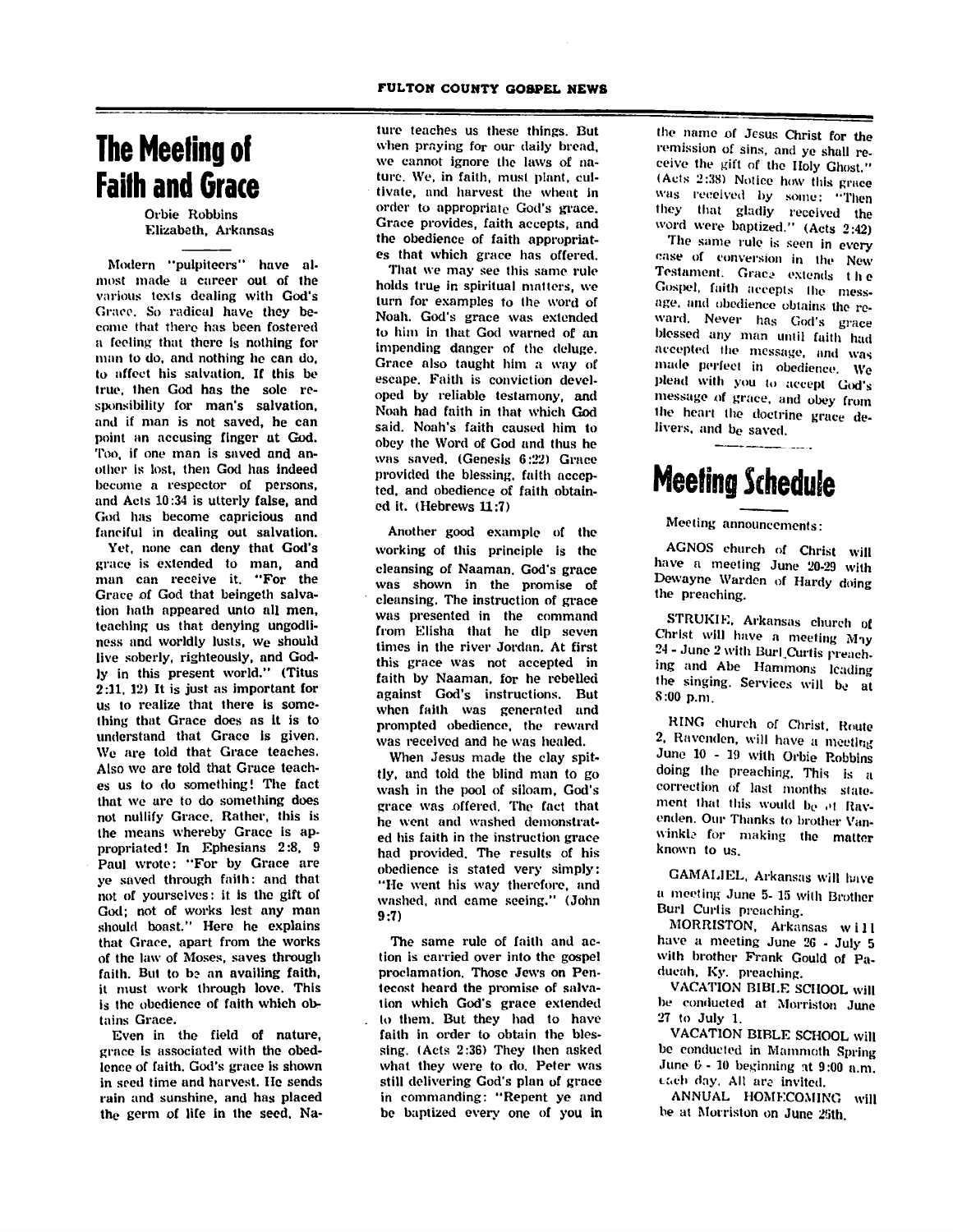# The Meeting of Faith and Grace

Orbie Robbins
Elizabeth, Arkansas

---

Modern "pulpiteers" have almost made a career out of the various texts dealing with God's Grace. So radical have they become that there has been fostered a feeling that there is nothing for man to do, and nothing he can do, to affect his salvation. If this be true, then God has the sole responsibility for man's salvation, and if man is not saved, he can point an accusing finger at God. Too, if one man is saved and another is lost, then God has indeed become a respecter of persons, and Acts 10:34 is utterly false, and God has become capricious and fanciful in dealing out salvation.

Yet, none can deny that God's grace is extended to man, and man can receive it. "For the Grace of God that beingeth salvation hath appeared unto all men, teaching us that denying ungodliness and worldly lusts, we should live soberly, righteously, and Godly in this present world." (Titus 2:11, 12) It is just as important for us to realize that there is something that Grace does as it is to understand that Grace is given. We are told that Grace teaches. Also we are told that Grace teaches us to do something! The fact that we are to do something does not nullify Grace. Rather, this is the means whereby Grace is appropriated! In Ephesians 2:8, 9 Paul wrote: "For by Grace are ye saved through faith: and that not of yourselves: it is the gift of God; not of works lest any man should boast." Here he explains that Grace, apart from the works of the law of Moses, saves through faith. But to be an availing faith, it must work through love. This is the obedience of faith which obtains Grace.

Even in the field of nature, grace is associated with the obedience of faith. God's grace is shown in seed time and harvest. He sends rain and sunshine, and has placed the germ of life in the seed. Nature teaches us these things. But when praying for our daily bread, we cannot ignore the laws of nature. We, in faith, must plant, cultivate, and harvest the wheat in order to appropriate God's grace. Grace provides, faith accepts, and the obedience of faith appropriates that which grace has offered.

That we may see this same rule holds true in spiritual matters, we turn for examples to the word of Noah. God's grace was extended to him in that God warned of an impending danger of the deluge. Grace also taught him a way of escape. Faith is conviction developed by reliable testamony, and Noah had faith in that which God said. Noah's faith caused him to obey the Word of God and thus he was saved. (Genesis 6:22) Grace provided the blessing, faith accepted, and obedience of faith obtained it. (Hebrews 11:7)

Another good example of the working of this principle is the cleansing of Naaman. God's grace was shown in the promise of cleansing. The instruction of grace was presented in the command from Elisha that he dip seven times in the river Jordan. At first this grace was not accepted in faith by Naaman, for he rebelled against God's instructions. But when faith was generated and prompted obedience, the reward was received and he was healed.

When Jesus made the clay spittly, and told the blind man to go wash in the pool of siloam, God's grace was offered. The fact that he went and washed demonstrated his faith in the instruction grace had provided. The results of his obedience is stated very simply: "He went his way therefore, and washed, and came seeing." (John 9:7)

The same rule of faith and action is carried over into the gospel proclamation. Those Jews on Pentecost heard the promise of salvation which God's grace extended to them. But they had to have faith in order to obtain the blessing. (Acts 2:36) They then asked what they were to do. Peter was still delivering God's plan of grace in commanding: "Repent ye and be baptized every one of you in the name of Jesus Christ for the remission of sins, and ye shall receive the gift of the Holy Ghost." (Acts 2:38) Notice how this grace was received by some: "Then they that gladly received the word were baptized." (Acts 2:42)

The same rule is seen in every case of conversion in the New Testament. Grace extends the Gospel, faith accepts the message, and obedience obtains the reward. Never has God's grace blessed any man until faith had accepted the message, and was made perfect in obedience. We plead with you to accept God's message of grace, and obey from the heart the doctrine grace delivers, and be saved.

# Meeting Schedule

---

Meeting announcements:

AGNOS church of Christ will have a meeting June 20-29 with Dewayne Warden of Hardy doing the preaching.

STRUKIE, Arkansas church of Christ will have a meeting May 24 - June 2 with Burl Curtis preaching and Abe Hammons leading the singing. Services will be at 8:00 p.m.

RING church of Christ, Route 2, Ravenden, will have a meeting June 10 - 19 with Orbie Robbins doing the preaching. This is a correction of last months statement that this would be at Ravenden. Our Thanks to brother Vanwinkle for making the matter known to us.

GAMALIEL, Arkansas will have a meeting June 5- 15 with Brother Burl Curtis preaching.

MORRISTON, Arkansas will have a meeting June 26 - July 5 with brother Frank Gould of Paducah, Ky. preaching.

VACATION BIBLE SCHOOL will be conducted at Morriston June 27 to July 1.

VACATION BIBLE SCHOOL will be conducted in Mammoth Spring June 6 - 10 beginning at 9:00 a.m. each day. All are invited.

ANNUAL HOMECOMING will be at Morriston on June 25th.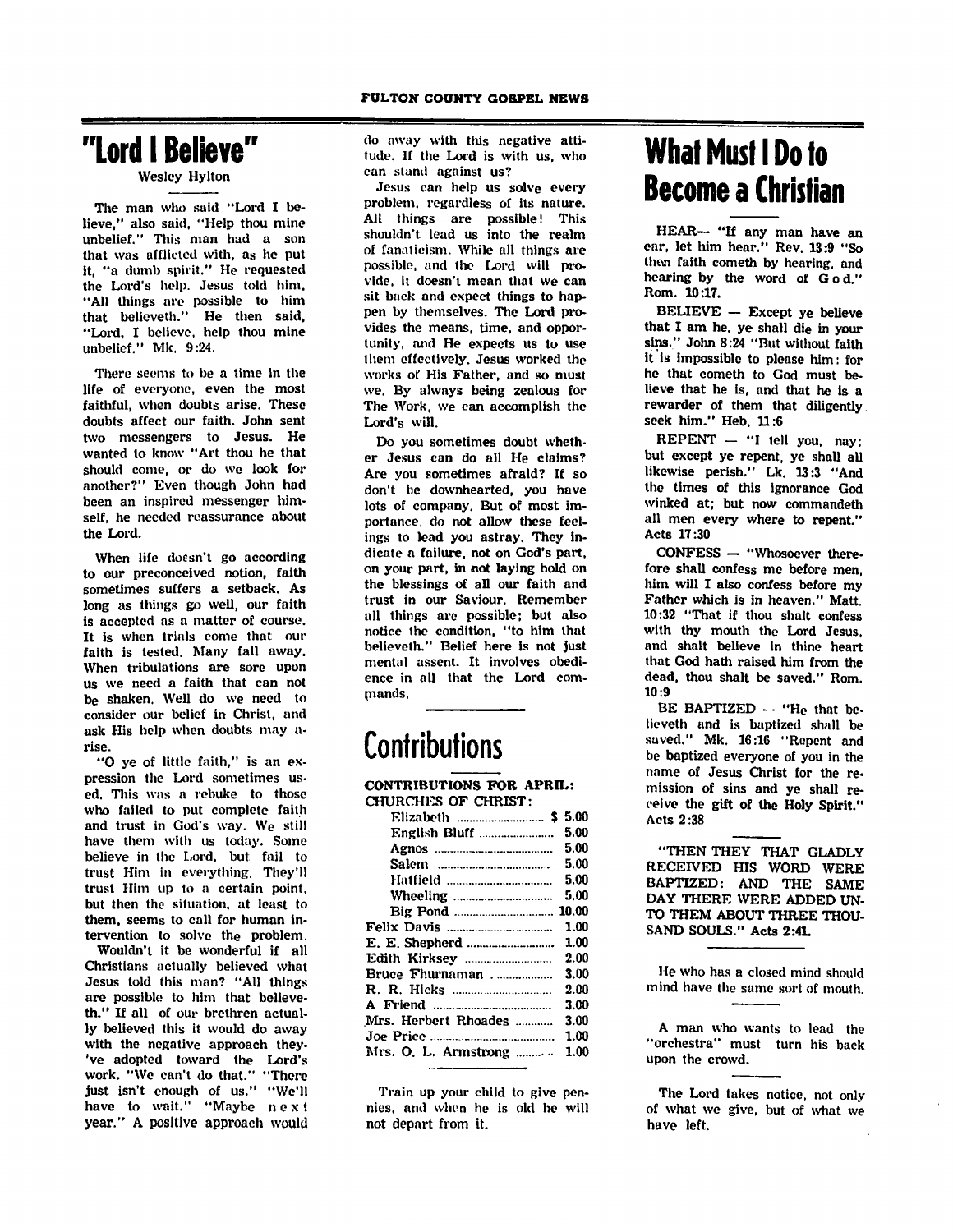# "Lord I Believe"

Wesley Hylton

The man who said "Lord I believe," also said, "Help thou mine unbelief." This man had a son that was afflicted with, as he put it, "a dumb spirit." He requested the Lord's help. Jesus told him, "All things are possible to him that believeth." He then said, "Lord, I believe, help thou mine unbelief." Mk. 9:24.

There seems to be a time in the life of everyone, even the most faithful, when doubts arise. These doubts affect our faith. John sent two messengers to Jesus. He wanted to know "Art thou he that should come, or do we look for another?" Even though John had been an inspired messenger himself, he needed reassurance about the Lord.

When life doesn't go according to our preconceived notion, faith sometimes suffers a setback. As long as things go well, our faith is accepted as a matter of course. It is when trials come that our faith is tested. Many fall away. When tribulations are sore upon us we need a faith that can not be shaken. Well do we need to consider our belief in Christ, and ask His help when doubts may arise.

"O ye of little faith," is an expression the Lord sometimes used. This was a rebuke to those who failed to put complete faith and trust in God's way. We still have them with us today. Some believe in the Lord, but fail to trust Him in everything. They'll trust Him up to a certain point, but then the situation, at least to them, seems to call for human intervention to solve the problem.

Wouldn't it be wonderful if all Christians actually believed what Jesus told this man? "All things are possible to him that believeth." If all of our brethren actually believed this it would do away with the negative approach they've adopted toward the Lord's work. "We can't do that." "There just isn't enough of us." "We'll have to wait." "Maybe next year." A positive approach would do away with this negative attitude. If the Lord is with us, who can stand against us?

Jesus can help us solve every problem, regardless of its nature. All things are possible! This shouldn't lead us into the realm of fanaticism. While all things are possible, and the Lord will provide, it doesn't mean that we can sit back and expect things to happen by themselves. The Lord provides the means, time, and opportunity, and He expects us to use them effectively. Jesus worked the works of His Father, and so must we. By always being zealous for The Work, we can accomplish the Lord's will.

Do you sometimes doubt whether Jesus can do all He claims? Are you sometimes afraid? If so don't be downhearted, you have lots of company. But of most importance, do not allow these feelings to lead you astray. They indicate a failure, not on God's part, on your part, in not laying hold on the blessings of all our faith and trust in our Saviour. Remember all things are possible; but also notice the condition, "to him that believeth." Belief here is not just mental assent. It involves obedience in all that the Lord commands.

# Contributions

**CONTRIBUTIONS FOR APRIL:**

CHURCHES OF CHRIST:

| | |
|---|---|
| Elizabeth | $ 5.00 |
| English Bluff | 5.00 |
| Agnos | 5.00 |
| Salem | 5.00 |
| Hatfield | 5.00 |
| Wheeling | 5.00 |
| Big Pond | 10.00 |
| Felix Davis | 1.00 |
| E. E. Shepherd | 1.00 |
| Edith Kirksey | 2.00 |
| Bruce Fhurnaman | 3.00 |
| R. R. Hicks | 2.00 |
| A Friend | 3.00 |
| Mrs. Herbert Rhoades | 3.00 |
| Joe Price | 1.00 |
| Mrs. O. L. Armstrong | 1.00 |

Train up your child to give pennies, and when he is old he will not depart from it.

# What Must I Do to Become a Christian

HEAR— "If any man have an ear, let him hear." Rev. 13:9 "So then faith cometh by hearing, and hearing by the word of God." Rom. 10:17.

BELIEVE — Except ye believe that I am he, ye shall die in your sins." John 8:24 "But without faith it is impossible to please him: for he that cometh to God must believe that he is, and that he is a rewarder of them that diligently seek him." Heb. 11:6

REPENT — "I tell you, nay: but except ye repent, ye shall all likewise perish." Lk. 13:3 "And the times of this ignorance God winked at; but now commandeth all men every where to repent." Acts 17:30

CONFESS — "Whosoever therefore shall confess me before men, him will I also confess before my Father which is in heaven." Matt. 10:32 "That if thou shalt confess with thy mouth the Lord Jesus, and shalt believe in thine heart that God hath raised him from the dead, thou shalt be saved." Rom. 10:9

BE BAPTIZED — "He that believeth and is baptized shall be saved." Mk. 16:16 "Repent and be baptized everyone of you in the name of Jesus Christ for the remission of sins and ye shall receive the gift of the Holy Spirit." Acts 2:38

"THEN THEY THAT GLADLY RECEIVED HIS WORD WERE BAPTIZED: AND THE SAME DAY THERE WERE ADDED UNTO THEM ABOUT THREE THOUSAND SOULS." Acts 2:41.

He who has a closed mind should mind have the same sort of mouth.

A man who wants to lead the "orchestra" must turn his back upon the crowd.

The Lord takes notice, not only of what we give, but of what we have left.